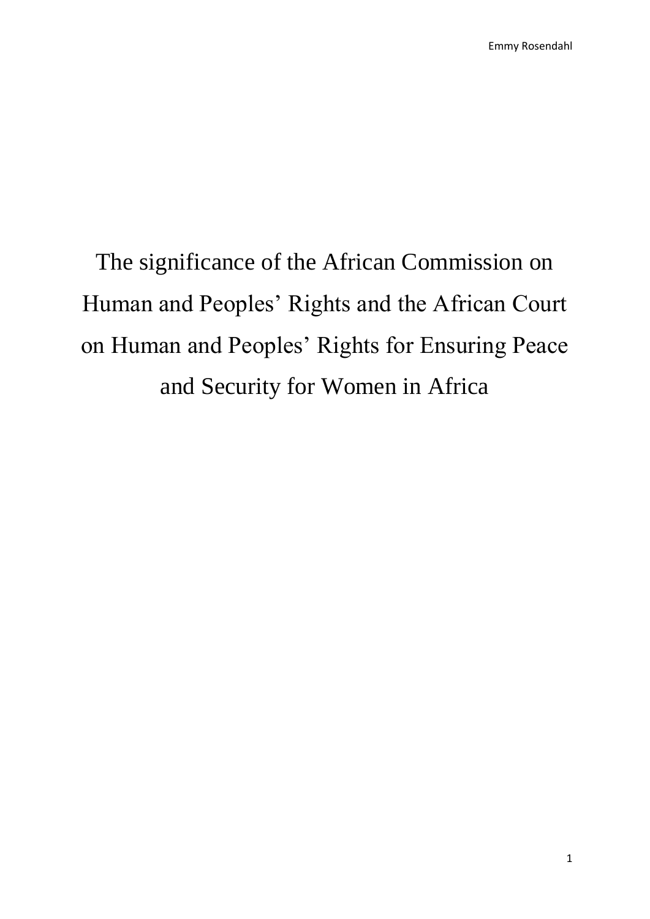# The significance of the African Commission on Human and Peoples' Rights and the African Court on Human and Peoples' Rights for Ensuring Peace and Security for Women in Africa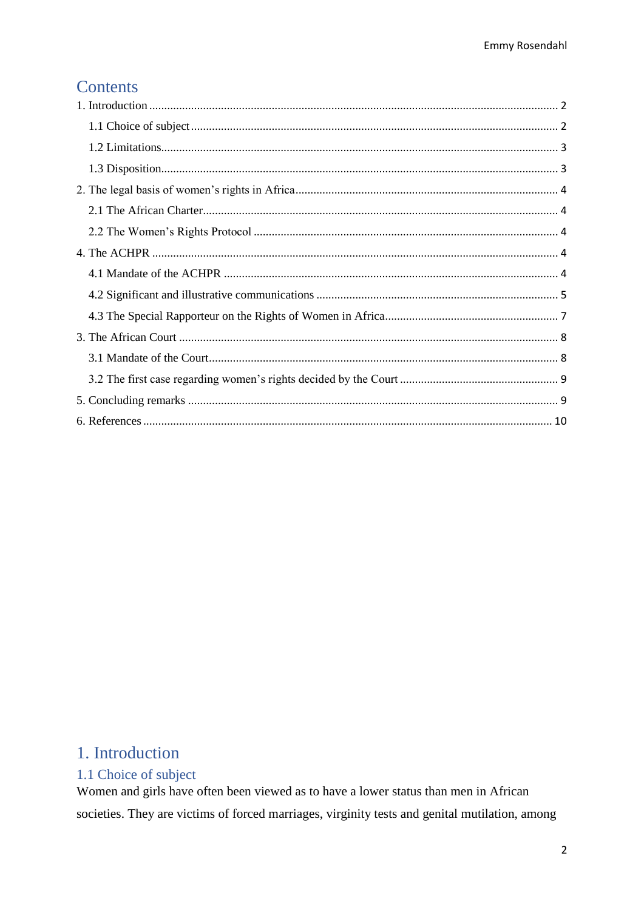# Contents

1. Introduction ........................................................................................................................ 2
   - 1.1 Choice of subject ......................................................................................................... 2
   - 1.2 Limitations.................................................................................................................... 3
   - 1.3 Disposition.................................................................................................................... 3
2. The legal basis of women's rights in Africa....................................................................... 4
   - 2.1 The African Charter..................................................................................................... 4
   - 2.2 The Women's Rights Protocol ..................................................................................... 4
4. The ACHPR ........................................................................................................................ 4
   - 4.1 Mandate of the ACHPR .............................................................................................. 4
   - 4.2 Significant and illustrative communications ................................................................ 5
   - 4.3 The Special Rapporteur on the Rights of Women in Africa.......................................... 7
3. The African Court .............................................................................................................. 8
   - 3.1 Mandate of the Court.................................................................................................... 8
   - 3.2 The first case regarding women's rights decided by the Court ..................................... 9
5. Concluding remarks ........................................................................................................... 9
6. References ........................................................................................................................ 10

# 1. Introduction

## 1.1 Choice of subject

Women and girls have often been viewed as to have a lower status than men in African societies. They are victims of forced marriages, virginity tests and genital mutilation, among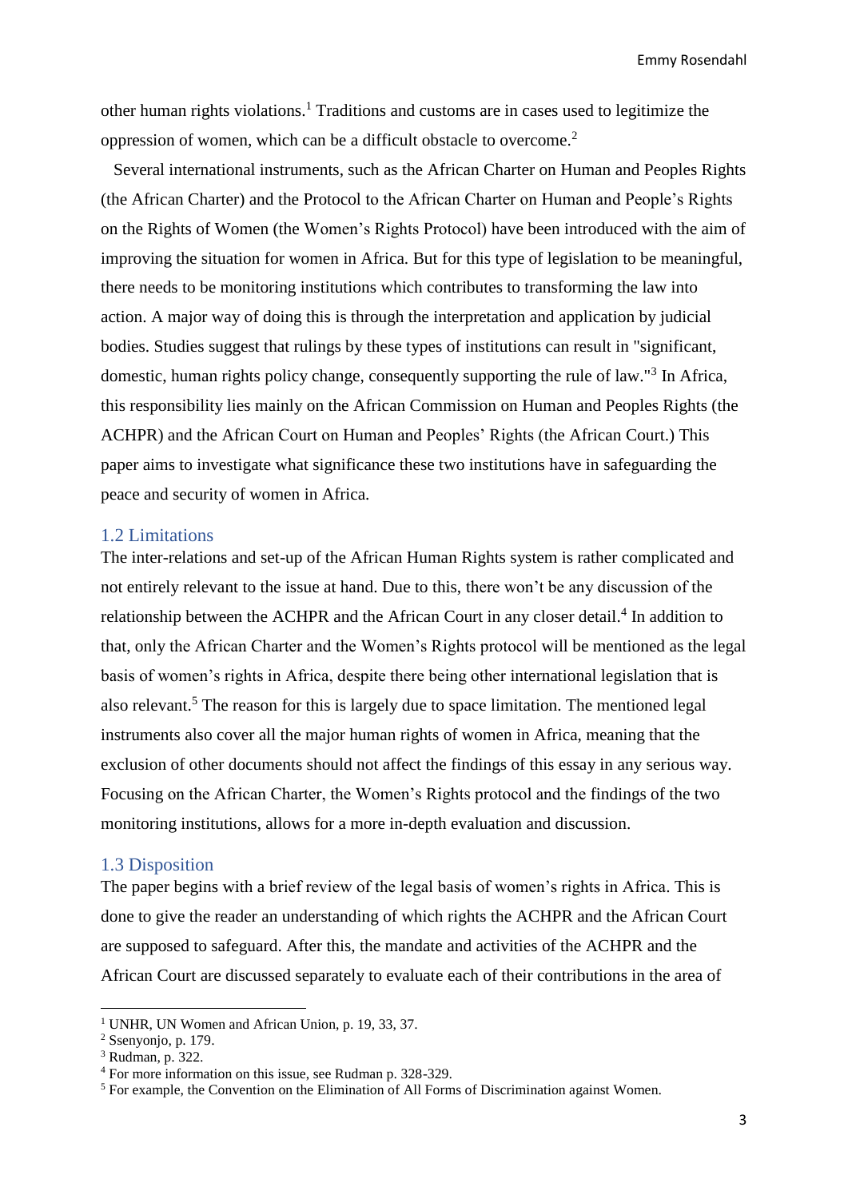other human rights violations.[1] Traditions and customs are in cases used to legitimize the oppression of women, which can be a difficult obstacle to overcome.[2]

Several international instruments, such as the African Charter on Human and Peoples Rights (the African Charter) and the Protocol to the African Charter on Human and People's Rights on the Rights of Women (the Women's Rights Protocol) have been introduced with the aim of improving the situation for women in Africa. But for this type of legislation to be meaningful, there needs to be monitoring institutions which contributes to transforming the law into action. A major way of doing this is through the interpretation and application by judicial bodies. Studies suggest that rulings by these types of institutions can result in "significant, domestic, human rights policy change, consequently supporting the rule of law."[3] In Africa, this responsibility lies mainly on the African Commission on Human and Peoples Rights (the ACHPR) and the African Court on Human and Peoples' Rights (the African Court.) This paper aims to investigate what significance these two institutions have in safeguarding the peace and security of women in Africa.

## 1.2 Limitations

The inter-relations and set-up of the African Human Rights system is rather complicated and not entirely relevant to the issue at hand. Due to this, there won't be any discussion of the relationship between the ACHPR and the African Court in any closer detail.[4] In addition to that, only the African Charter and the Women's Rights protocol will be mentioned as the legal basis of women's rights in Africa, despite there being other international legislation that is also relevant.[5] The reason for this is largely due to space limitation. The mentioned legal instruments also cover all the major human rights of women in Africa, meaning that the exclusion of other documents should not affect the findings of this essay in any serious way. Focusing on the African Charter, the Women's Rights protocol and the findings of the two monitoring institutions, allows for a more in-depth evaluation and discussion.

## 1.3 Disposition

The paper begins with a brief review of the legal basis of women's rights in Africa. This is done to give the reader an understanding of which rights the ACHPR and the African Court are supposed to safeguard. After this, the mandate and activities of the ACHPR and the African Court are discussed separately to evaluate each of their contributions in the area of

---

[1] UNHR, UN Women and African Union, p. 19, 33, 37.

[2] Ssenyonjo, p. 179.

[3] Rudman, p. 322.

[4] For more information on this issue, see Rudman p. 328-329.

[5] For example, the Convention on the Elimination of All Forms of Discrimination against Women.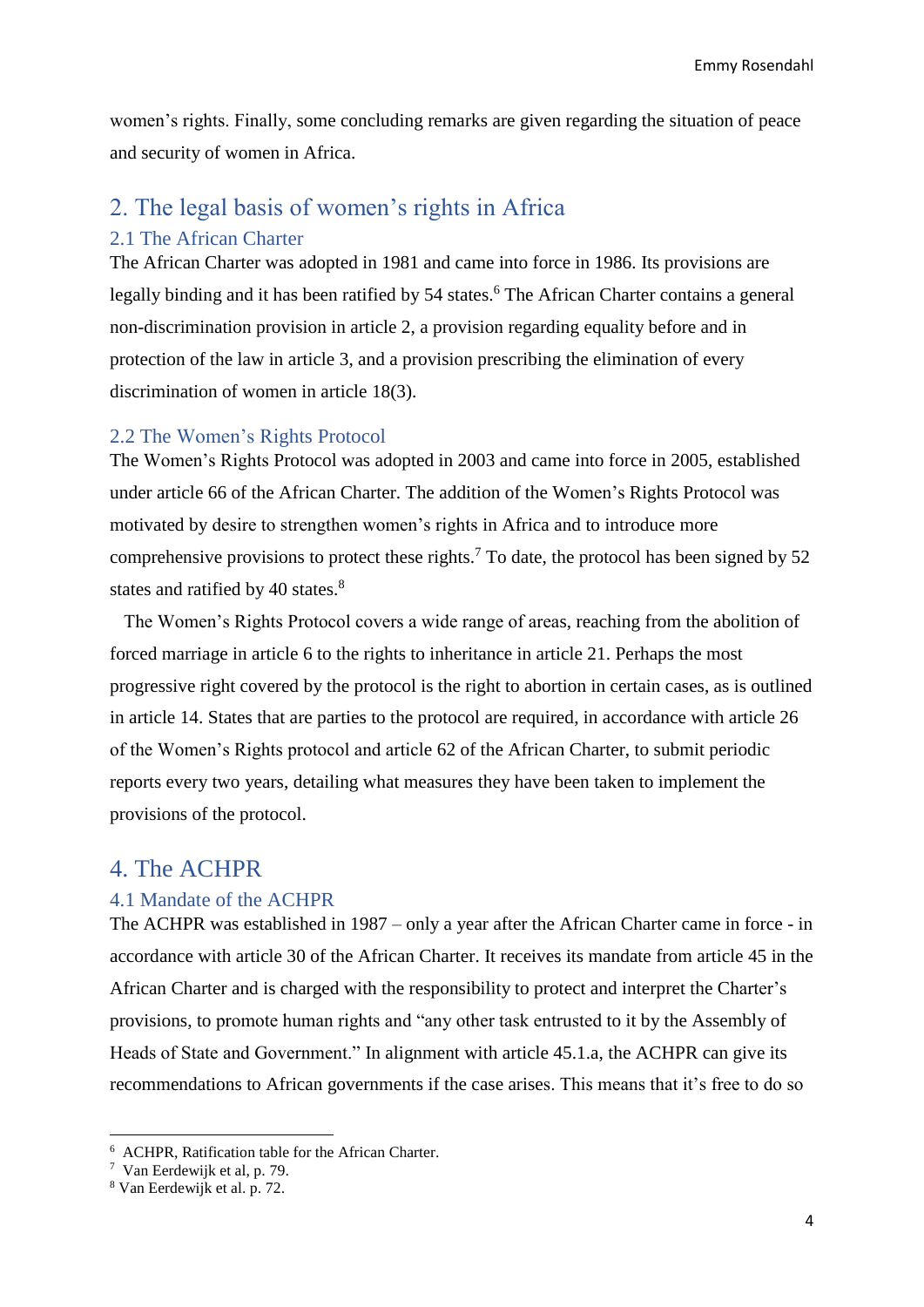women's rights. Finally, some concluding remarks are given regarding the situation of peace and security of women in Africa.

# 2. The legal basis of women's rights in Africa

## 2.1 The African Charter

The African Charter was adopted in 1981 and came into force in 1986. Its provisions are legally binding and it has been ratified by 54 states.[6] The African Charter contains a general non-discrimination provision in article 2, a provision regarding equality before and in protection of the law in article 3, and a provision prescribing the elimination of every discrimination of women in article 18(3).

## 2.2 The Women's Rights Protocol

The Women's Rights Protocol was adopted in 2003 and came into force in 2005, established under article 66 of the African Charter. The addition of the Women's Rights Protocol was motivated by desire to strengthen women's rights in Africa and to introduce more comprehensive provisions to protect these rights.[7] To date, the protocol has been signed by 52 states and ratified by 40 states.[8]

The Women's Rights Protocol covers a wide range of areas, reaching from the abolition of forced marriage in article 6 to the rights to inheritance in article 21. Perhaps the most progressive right covered by the protocol is the right to abortion in certain cases, as is outlined in article 14. States that are parties to the protocol are required, in accordance with article 26 of the Women's Rights protocol and article 62 of the African Charter, to submit periodic reports every two years, detailing what measures they have been taken to implement the provisions of the protocol.

# 4. The ACHPR

## 4.1 Mandate of the ACHPR

The ACHPR was established in 1987 – only a year after the African Charter came in force - in accordance with article 30 of the African Charter. It receives its mandate from article 45 in the African Charter and is charged with the responsibility to protect and interpret the Charter's provisions, to promote human rights and "any other task entrusted to it by the Assembly of Heads of State and Government." In alignment with article 45.1.a, the ACHPR can give its recommendations to African governments if the case arises. This means that it's free to do so

---

[6] ACHPR, Ratification table for the African Charter.

[7] Van Eerdewijk et al, p. 79.

[8] Van Eerdewijk et al. p. 72.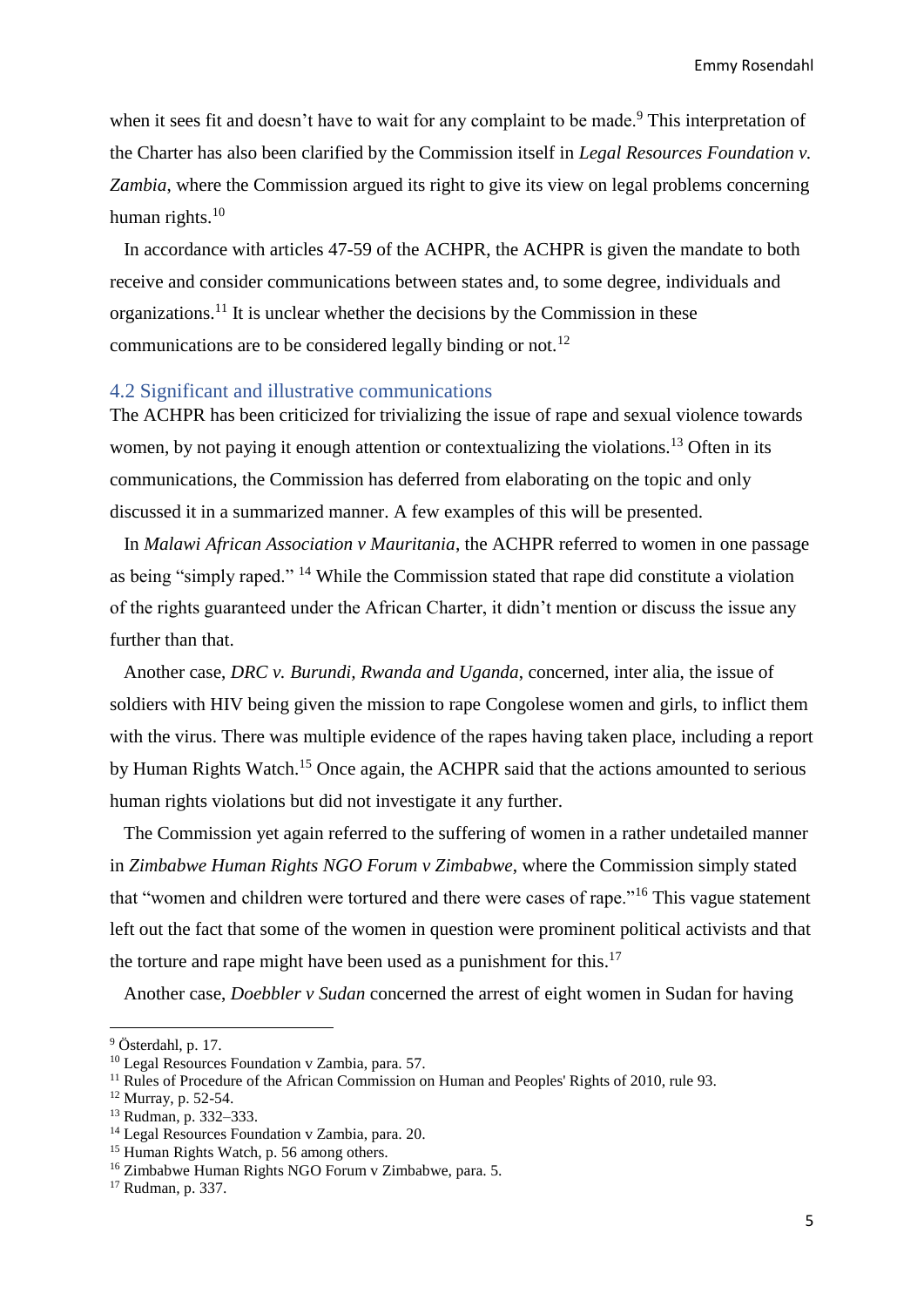when it sees fit and doesn't have to wait for any complaint to be made.[9] This interpretation of the Charter has also been clarified by the Commission itself in *Legal Resources Foundation v. Zambia*, where the Commission argued its right to give its view on legal problems concerning human rights.[10]

In accordance with articles 47-59 of the ACHPR, the ACHPR is given the mandate to both receive and consider communications between states and, to some degree, individuals and organizations.[11] It is unclear whether the decisions by the Commission in these communications are to be considered legally binding or not.[12]

## 4.2 Significant and illustrative communications

The ACHPR has been criticized for trivializing the issue of rape and sexual violence towards women, by not paying it enough attention or contextualizing the violations.[13] Often in its communications, the Commission has deferred from elaborating on the topic and only discussed it in a summarized manner. A few examples of this will be presented.

In *Malawi African Association v Mauritania*, the ACHPR referred to women in one passage as being "simply raped." [14] While the Commission stated that rape did constitute a violation of the rights guaranteed under the African Charter, it didn't mention or discuss the issue any further than that.

Another case, *DRC v. Burundi, Rwanda and Uganda*, concerned, inter alia, the issue of soldiers with HIV being given the mission to rape Congolese women and girls, to inflict them with the virus. There was multiple evidence of the rapes having taken place, including a report by Human Rights Watch.[15] Once again, the ACHPR said that the actions amounted to serious human rights violations but did not investigate it any further.

The Commission yet again referred to the suffering of women in a rather undetailed manner in *Zimbabwe Human Rights NGO Forum v Zimbabwe*, where the Commission simply stated that "women and children were tortured and there were cases of rape."[16] This vague statement left out the fact that some of the women in question were prominent political activists and that the torture and rape might have been used as a punishment for this.[17]

Another case, *Doebbler v Sudan* concerned the arrest of eight women in Sudan for having

---

[9] Österdahl, p. 17.

[10] Legal Resources Foundation v Zambia, para. 57.

[11] Rules of Procedure of the African Commission on Human and Peoples' Rights of 2010, rule 93.

[12] Murray, p. 52-54.

[13] Rudman, p. 332–333.

[14] Legal Resources Foundation v Zambia, para. 20.

[15] Human Rights Watch, p. 56 among others.

[16] Zimbabwe Human Rights NGO Forum v Zimbabwe, para. 5.

[17] Rudman, p. 337.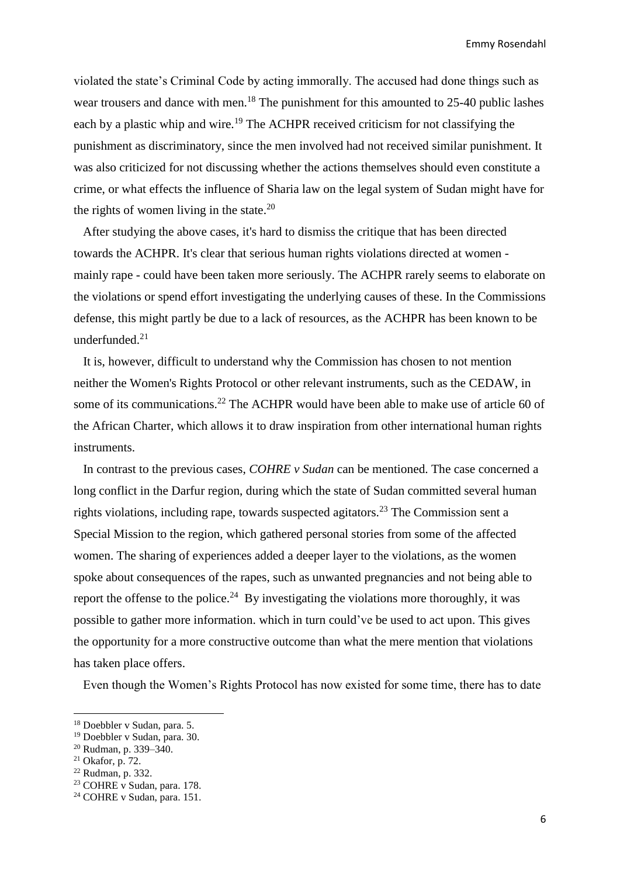violated the state's Criminal Code by acting immorally. The accused had done things such as wear trousers and dance with men.[18] The punishment for this amounted to 25-40 public lashes each by a plastic whip and wire.[19] The ACHPR received criticism for not classifying the punishment as discriminatory, since the men involved had not received similar punishment. It was also criticized for not discussing whether the actions themselves should even constitute a crime, or what effects the influence of Sharia law on the legal system of Sudan might have for the rights of women living in the state.[20]

After studying the above cases, it's hard to dismiss the critique that has been directed towards the ACHPR. It's clear that serious human rights violations directed at women - mainly rape - could have been taken more seriously. The ACHPR rarely seems to elaborate on the violations or spend effort investigating the underlying causes of these. In the Commissions defense, this might partly be due to a lack of resources, as the ACHPR has been known to be underfunded.[21]

It is, however, difficult to understand why the Commission has chosen to not mention neither the Women's Rights Protocol or other relevant instruments, such as the CEDAW, in some of its communications.[22] The ACHPR would have been able to make use of article 60 of the African Charter, which allows it to draw inspiration from other international human rights instruments.

In contrast to the previous cases, *COHRE v Sudan* can be mentioned. The case concerned a long conflict in the Darfur region, during which the state of Sudan committed several human rights violations, including rape, towards suspected agitators.[23] The Commission sent a Special Mission to the region, which gathered personal stories from some of the affected women. The sharing of experiences added a deeper layer to the violations, as the women spoke about consequences of the rapes, such as unwanted pregnancies and not being able to report the offense to the police.[24] By investigating the violations more thoroughly, it was possible to gather more information. which in turn could've be used to act upon. This gives the opportunity for a more constructive outcome than what the mere mention that violations has taken place offers.

Even though the Women's Rights Protocol has now existed for some time, there has to date

---

[18] Doebbler v Sudan, para. 5.
[19] Doebbler v Sudan, para. 30.
[20] Rudman, p. 339–340.
[21] Okafor, p. 72.
[22] Rudman, p. 332.
[23] COHRE v Sudan, para. 178.
[24] COHRE v Sudan, para. 151.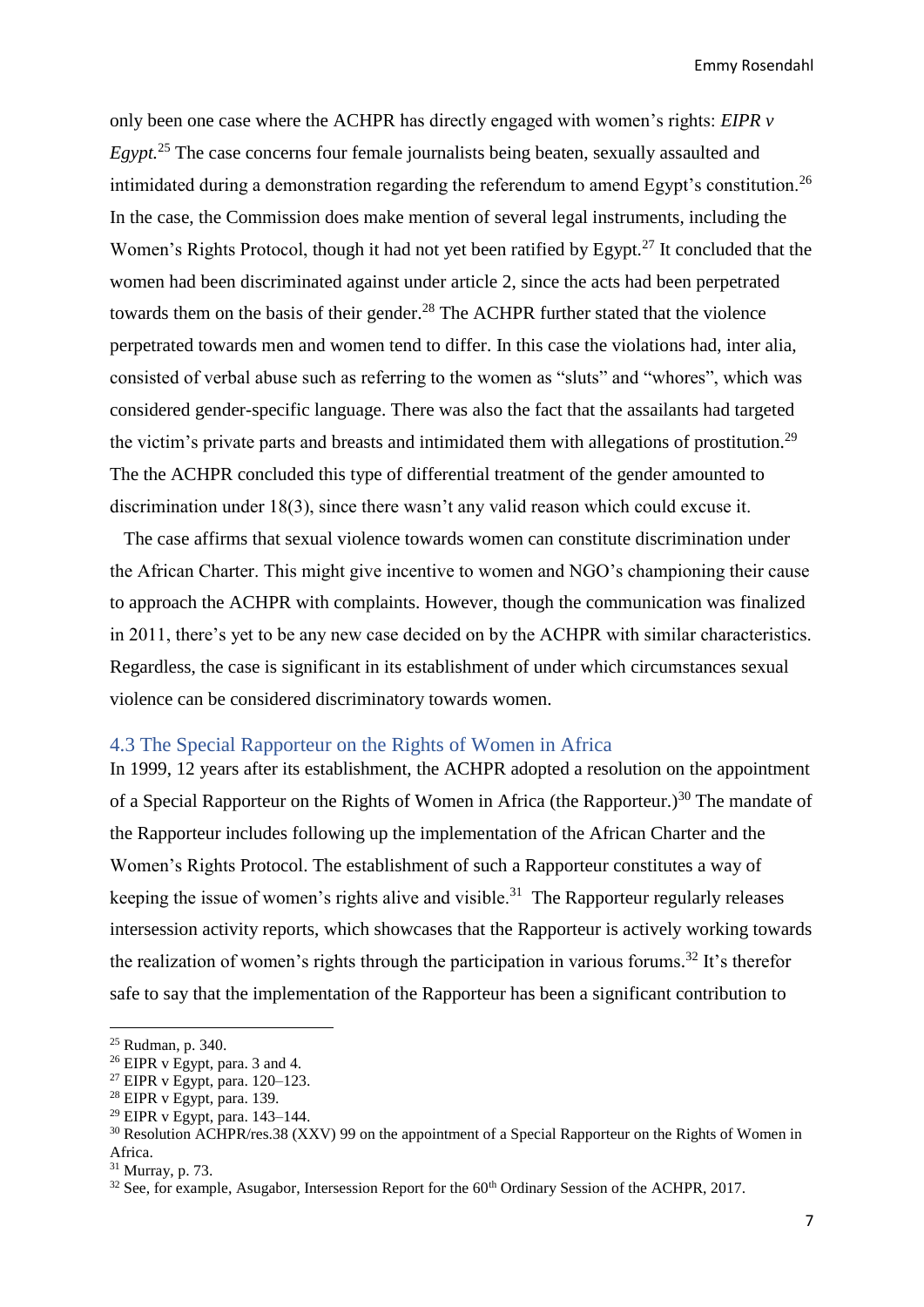only been one case where the ACHPR has directly engaged with women's rights: *EIPR v Egypt.*[25] The case concerns four female journalists being beaten, sexually assaulted and intimidated during a demonstration regarding the referendum to amend Egypt's constitution.[26] In the case, the Commission does make mention of several legal instruments, including the Women's Rights Protocol, though it had not yet been ratified by Egypt.[27] It concluded that the women had been discriminated against under article 2, since the acts had been perpetrated towards them on the basis of their gender.[28] The ACHPR further stated that the violence perpetrated towards men and women tend to differ. In this case the violations had, inter alia, consisted of verbal abuse such as referring to the women as "sluts" and "whores", which was considered gender-specific language. There was also the fact that the assailants had targeted the victim's private parts and breasts and intimidated them with allegations of prostitution.[29] The the ACHPR concluded this type of differential treatment of the gender amounted to discrimination under 18(3), since there wasn't any valid reason which could excuse it.

The case affirms that sexual violence towards women can constitute discrimination under the African Charter. This might give incentive to women and NGO's championing their cause to approach the ACHPR with complaints. However, though the communication was finalized in 2011, there's yet to be any new case decided on by the ACHPR with similar characteristics. Regardless, the case is significant in its establishment of under which circumstances sexual violence can be considered discriminatory towards women.

### 4.3 The Special Rapporteur on the Rights of Women in Africa

In 1999, 12 years after its establishment, the ACHPR adopted a resolution on the appointment of a Special Rapporteur on the Rights of Women in Africa (the Rapporteur.)[30] The mandate of the Rapporteur includes following up the implementation of the African Charter and the Women's Rights Protocol. The establishment of such a Rapporteur constitutes a way of keeping the issue of women's rights alive and visible.[31] The Rapporteur regularly releases intersession activity reports, which showcases that the Rapporteur is actively working towards the realization of women's rights through the participation in various forums.[32] It's therefor safe to say that the implementation of the Rapporteur has been a significant contribution to

---

[25] Rudman, p. 340.

[26] EIPR v Egypt, para. 3 and 4.

[27] EIPR v Egypt, para. 120–123.

[28] EIPR v Egypt, para. 139.

[29] EIPR v Egypt, para. 143–144.

[30] Resolution ACHPR/res.38 (XXV) 99 on the appointment of a Special Rapporteur on the Rights of Women in Africa.

[31] Murray, p. 73.

[32] See, for example, Asugabor, Intersession Report for the 60th Ordinary Session of the ACHPR, 2017.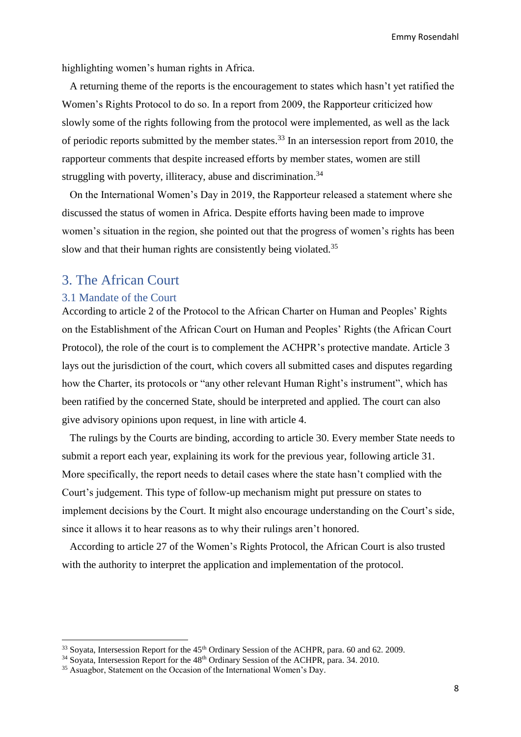highlighting women's human rights in Africa.

A returning theme of the reports is the encouragement to states which hasn't yet ratified the Women's Rights Protocol to do so. In a report from 2009, the Rapporteur criticized how slowly some of the rights following from the protocol were implemented, as well as the lack of periodic reports submitted by the member states.[33] In an intersession report from 2010, the rapporteur comments that despite increased efforts by member states, women are still struggling with poverty, illiteracy, abuse and discrimination.[34]

On the International Women's Day in 2019, the Rapporteur released a statement where she discussed the status of women in Africa. Despite efforts having been made to improve women's situation in the region, she pointed out that the progress of women's rights has been slow and that their human rights are consistently being violated.[35]

# 3. The African Court

## 3.1 Mandate of the Court

According to article 2 of the Protocol to the African Charter on Human and Peoples' Rights on the Establishment of the African Court on Human and Peoples' Rights (the African Court Protocol), the role of the court is to complement the ACHPR's protective mandate. Article 3 lays out the jurisdiction of the court, which covers all submitted cases and disputes regarding how the Charter, its protocols or "any other relevant Human Right's instrument", which has been ratified by the concerned State, should be interpreted and applied. The court can also give advisory opinions upon request, in line with article 4.

The rulings by the Courts are binding, according to article 30. Every member State needs to submit a report each year, explaining its work for the previous year, following article 31. More specifically, the report needs to detail cases where the state hasn't complied with the Court's judgement. This type of follow-up mechanism might put pressure on states to implement decisions by the Court. It might also encourage understanding on the Court's side, since it allows it to hear reasons as to why their rulings aren't honored.

According to article 27 of the Women's Rights Protocol, the African Court is also trusted with the authority to interpret the application and implementation of the protocol.

---

[33] Soyata, Intersession Report for the 45th Ordinary Session of the ACHPR, para. 60 and 62. 2009.

[34] Soyata, Intersession Report for the 48th Ordinary Session of the ACHPR, para. 34. 2010.

[35] Asuagbor, Statement on the Occasion of the International Women's Day.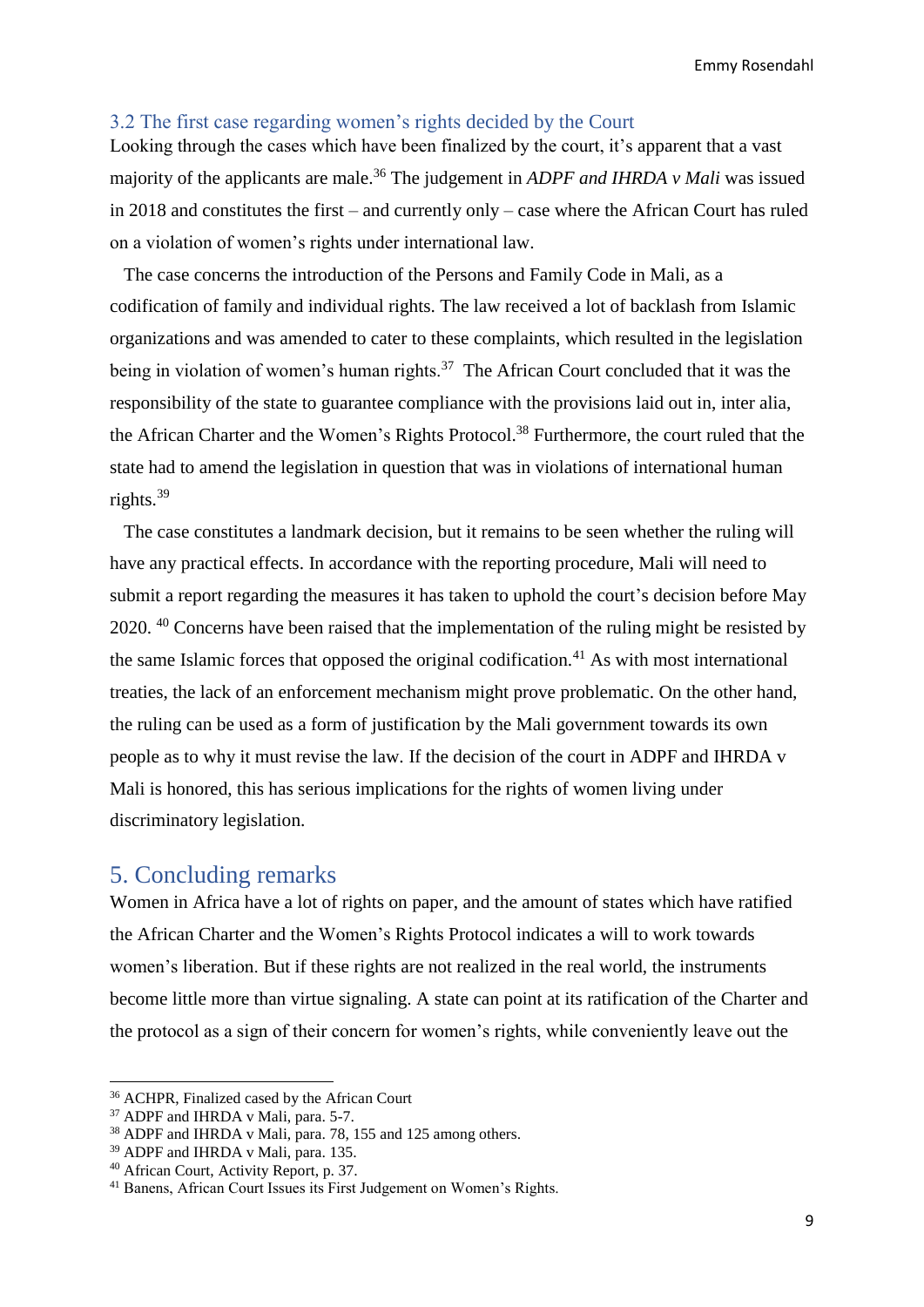### 3.2 The first case regarding women's rights decided by the Court

Looking through the cases which have been finalized by the court, it's apparent that a vast majority of the applicants are male.[36] The judgement in *ADPF and IHRDA v Mali* was issued in 2018 and constitutes the first – and currently only – case where the African Court has ruled on a violation of women's rights under international law.

The case concerns the introduction of the Persons and Family Code in Mali, as a codification of family and individual rights. The law received a lot of backlash from Islamic organizations and was amended to cater to these complaints, which resulted in the legislation being in violation of women's human rights.[37] The African Court concluded that it was the responsibility of the state to guarantee compliance with the provisions laid out in, inter alia, the African Charter and the Women's Rights Protocol.[38] Furthermore, the court ruled that the state had to amend the legislation in question that was in violations of international human rights.[39]

The case constitutes a landmark decision, but it remains to be seen whether the ruling will have any practical effects. In accordance with the reporting procedure, Mali will need to submit a report regarding the measures it has taken to uphold the court's decision before May 2020. [40] Concerns have been raised that the implementation of the ruling might be resisted by the same Islamic forces that opposed the original codification.[41] As with most international treaties, the lack of an enforcement mechanism might prove problematic. On the other hand, the ruling can be used as a form of justification by the Mali government towards its own people as to why it must revise the law. If the decision of the court in ADPF and IHRDA v Mali is honored, this has serious implications for the rights of women living under discriminatory legislation.

## 5. Concluding remarks

Women in Africa have a lot of rights on paper, and the amount of states which have ratified the African Charter and the Women's Rights Protocol indicates a will to work towards women's liberation. But if these rights are not realized in the real world, the instruments become little more than virtue signaling. A state can point at its ratification of the Charter and the protocol as a sign of their concern for women's rights, while conveniently leave out the

---

[36] ACHPR, Finalized cased by the African Court

[37] ADPF and IHRDA v Mali, para. 5-7.

[38] ADPF and IHRDA v Mali, para. 78, 155 and 125 among others.

[39] ADPF and IHRDA v Mali, para. 135.

[40] African Court, Activity Report, p. 37.

[41] Banens, African Court Issues its First Judgement on Women's Rights.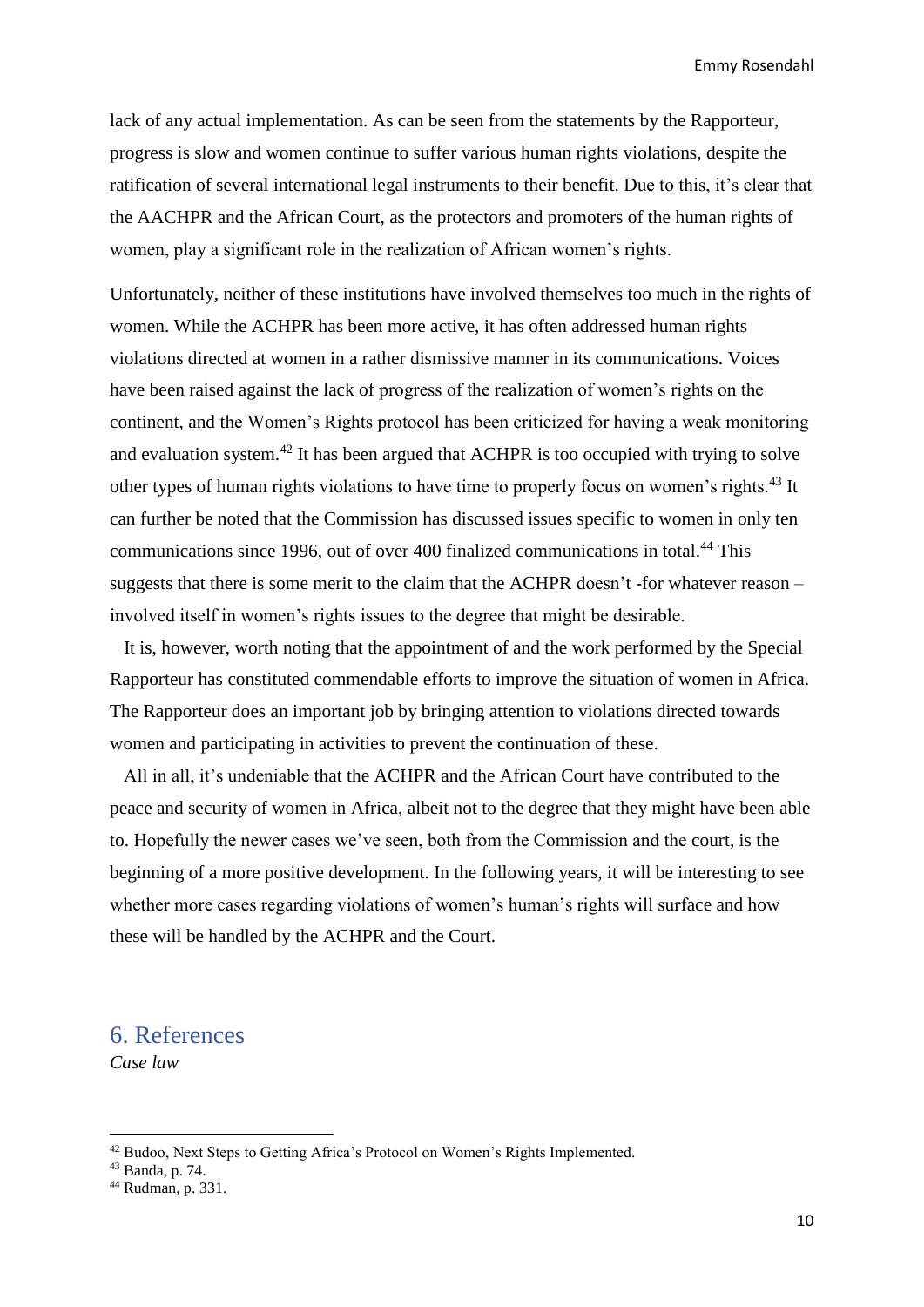lack of any actual implementation. As can be seen from the statements by the Rapporteur, progress is slow and women continue to suffer various human rights violations, despite the ratification of several international legal instruments to their benefit. Due to this, it's clear that the AACHPR and the African Court, as the protectors and promoters of the human rights of women, play a significant role in the realization of African women's rights.

Unfortunately, neither of these institutions have involved themselves too much in the rights of women. While the ACHPR has been more active, it has often addressed human rights violations directed at women in a rather dismissive manner in its communications. Voices have been raised against the lack of progress of the realization of women's rights on the continent, and the Women's Rights protocol has been criticized for having a weak monitoring and evaluation system.[42] It has been argued that ACHPR is too occupied with trying to solve other types of human rights violations to have time to properly focus on women's rights.[43] It can further be noted that the Commission has discussed issues specific to women in only ten communications since 1996, out of over 400 finalized communications in total.[44] This suggests that there is some merit to the claim that the ACHPR doesn't -for whatever reason – involved itself in women's rights issues to the degree that might be desirable.

It is, however, worth noting that the appointment of and the work performed by the Special Rapporteur has constituted commendable efforts to improve the situation of women in Africa. The Rapporteur does an important job by bringing attention to violations directed towards women and participating in activities to prevent the continuation of these.

All in all, it's undeniable that the ACHPR and the African Court have contributed to the peace and security of women in Africa, albeit not to the degree that they might have been able to. Hopefully the newer cases we've seen, both from the Commission and the court, is the beginning of a more positive development. In the following years, it will be interesting to see whether more cases regarding violations of women's human's rights will surface and how these will be handled by the ACHPR and the Court.

## 6. References

*Case law*

---

[42] Budoo, Next Steps to Getting Africa's Protocol on Women's Rights Implemented.

[43] Banda, p. 74.

[44] Rudman, p. 331.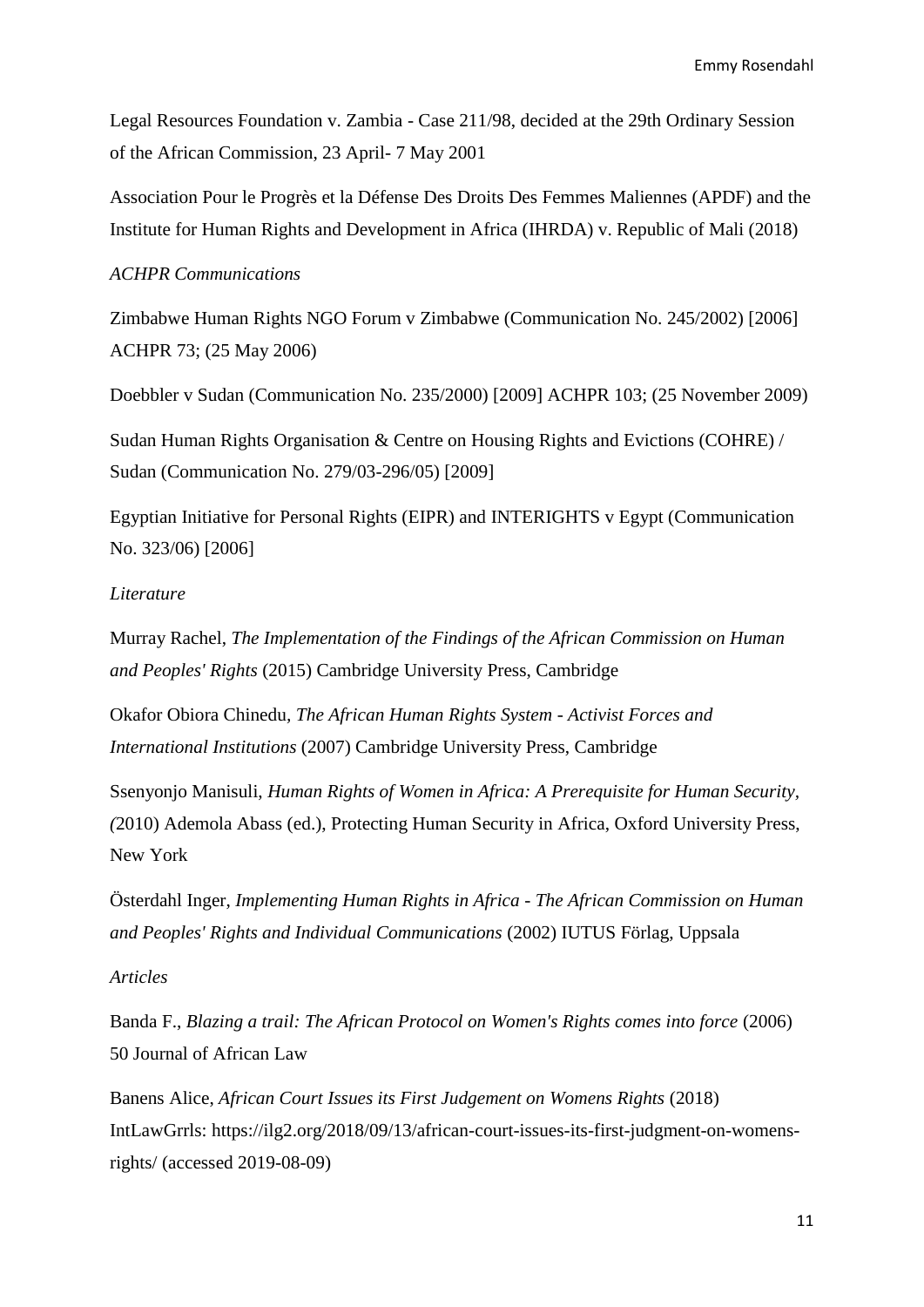Legal Resources Foundation v. Zambia - Case 211/98, decided at the 29th Ordinary Session of the African Commission, 23 April- 7 May 2001

Association Pour le Progrès et la Défense Des Droits Des Femmes Maliennes (APDF) and the Institute for Human Rights and Development in Africa (IHRDA) v. Republic of Mali (2018)

*ACHPR Communications*

Zimbabwe Human Rights NGO Forum v Zimbabwe (Communication No. 245/2002) [2006] ACHPR 73; (25 May 2006)

Doebbler v Sudan (Communication No. 235/2000) [2009] ACHPR 103; (25 November 2009)

Sudan Human Rights Organisation & Centre on Housing Rights and Evictions (COHRE) / Sudan (Communication No. 279/03-296/05) [2009]

Egyptian Initiative for Personal Rights (EIPR) and INTERIGHTS v Egypt (Communication No. 323/06) [2006]

*Literature*

Murray Rachel, *The Implementation of the Findings of the African Commission on Human and Peoples' Rights* (2015) Cambridge University Press, Cambridge

Okafor Obiora Chinedu, *The African Human Rights System - Activist Forces and International Institutions* (2007) Cambridge University Press, Cambridge

Ssenyonjo Manisuli, *Human Rights of Women in Africa: A Prerequisite for Human Security, (*2010) Ademola Abass (ed.), Protecting Human Security in Africa, Oxford University Press, New York

Österdahl Inger, *Implementing Human Rights in Africa - The African Commission on Human and Peoples' Rights and Individual Communications* (2002) IUTUS Förlag, Uppsala

*Articles*

Banda F., *Blazing a trail: The African Protocol on Women's Rights comes into force* (2006) 50 Journal of African Law

Banens Alice, *African Court Issues its First Judgement on Womens Rights* (2018) IntLawGrrls: https://ilg2.org/2018/09/13/african-court-issues-its-first-judgment-on-womens-rights/ (accessed 2019-08-09)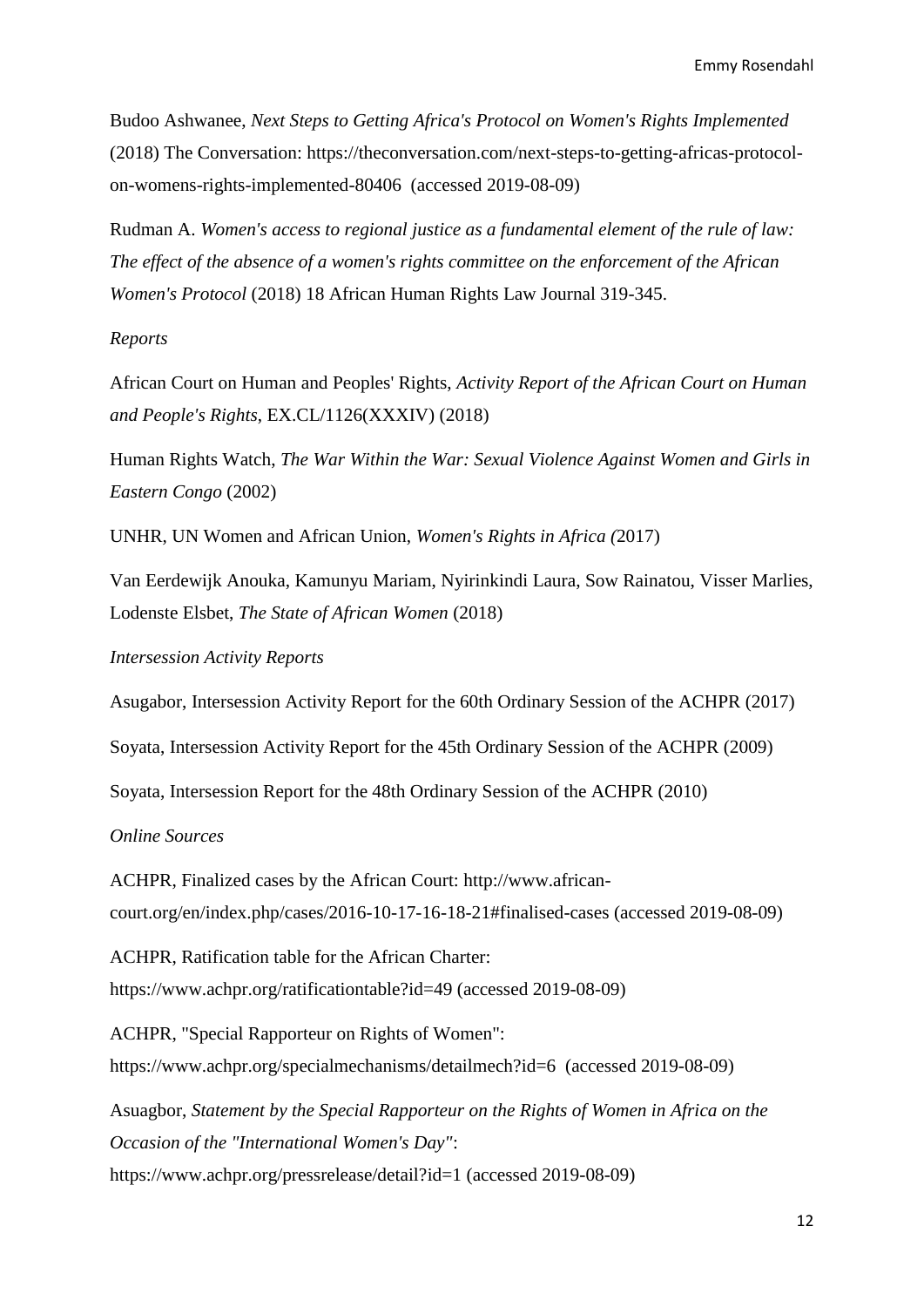Budoo Ashwanee, *Next Steps to Getting Africa's Protocol on Women's Rights Implemented* (2018) The Conversation: https://theconversation.com/next-steps-to-getting-africas-protocol-on-womens-rights-implemented-80406 (accessed 2019-08-09)

Rudman A. *Women's access to regional justice as a fundamental element of the rule of law: The effect of the absence of a women's rights committee on the enforcement of the African Women's Protocol* (2018) 18 African Human Rights Law Journal 319-345.

*Reports*

African Court on Human and Peoples' Rights, *Activity Report of the African Court on Human and People's Rights*, EX.CL/1126(XXXIV) (2018)

Human Rights Watch, *The War Within the War: Sexual Violence Against Women and Girls in Eastern Congo* (2002)

UNHR, UN Women and African Union, *Women's Rights in Africa (*2017)

Van Eerdewijk Anouka, Kamunyu Mariam, Nyirinkindi Laura, Sow Rainatou, Visser Marlies, Lodenste Elsbet, *The State of African Women* (2018)

*Intersession Activity Reports*

Asugabor, Intersession Activity Report for the 60th Ordinary Session of the ACHPR (2017)

Soyata, Intersession Activity Report for the 45th Ordinary Session of the ACHPR (2009)

Soyata, Intersession Report for the 48th Ordinary Session of the ACHPR (2010)

*Online Sources*

ACHPR, Finalized cases by the African Court: http://www.african-court.org/en/index.php/cases/2016-10-17-16-18-21#finalised-cases (accessed 2019-08-09)

ACHPR, Ratification table for the African Charter: https://www.achpr.org/ratificationtable?id=49 (accessed 2019-08-09)

ACHPR, "Special Rapporteur on Rights of Women": https://www.achpr.org/specialmechanisms/detailmech?id=6 (accessed 2019-08-09)

Asuagbor, *Statement by the Special Rapporteur on the Rights of Women in Africa on the Occasion of the "International Women's Day"*: https://www.achpr.org/pressrelease/detail?id=1 (accessed 2019-08-09)